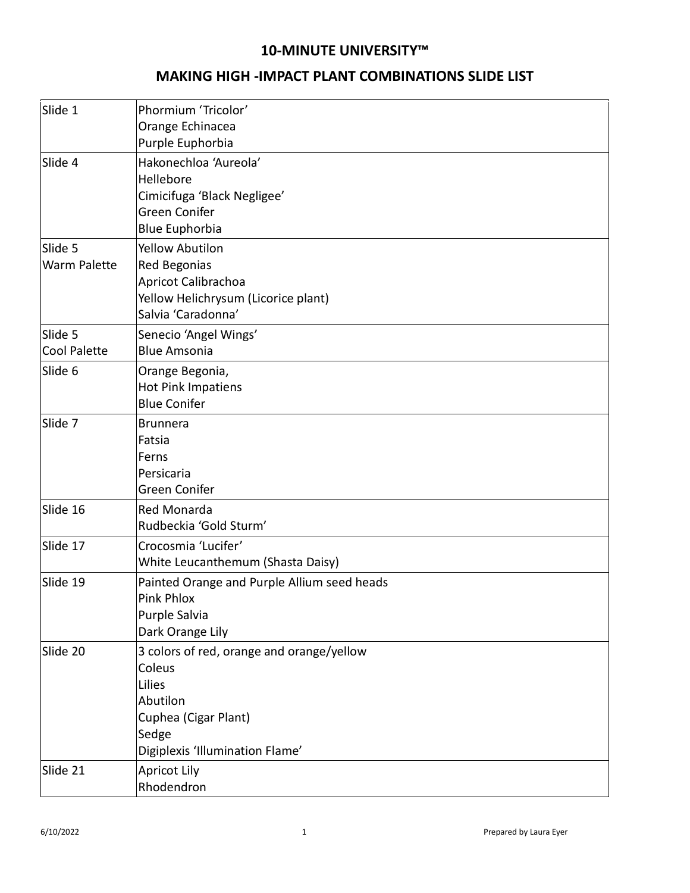# 10-MINUTE UNIVERSITY™

## MAKING HIGH -IMPACT PLANT COMBINATIONS SLIDE LIST

| | |
|---|---|
| Slide 1 | Phormium 'Tricolor'<br>Orange Echinacea<br>Purple Euphorbia |
| Slide 4 | Hakonechloa 'Aureola'<br>Hellebore<br>Cimicifuga 'Black Negligee'<br>Green Conifer<br>Blue Euphorbia |
| Slide 5<br>Warm Palette | Yellow Abutilon<br>Red Begonias<br>Apricot Calibrachoa<br>Yellow Helichrysum (Licorice plant)<br>Salvia 'Caradonna' |
| Slide 5<br>Cool Palette | Senecio 'Angel Wings'<br>Blue Amsonia |
| Slide 6 | Orange Begonia,<br>Hot Pink Impatiens<br>Blue Conifer |
| Slide 7 | Brunnera<br>Fatsia<br>Ferns<br>Persicaria<br>Green Conifer |
| Slide 16 | Red Monarda<br>Rudbeckia 'Gold Sturm' |
| Slide 17 | Crocosmia 'Lucifer'<br>White Leucanthemum (Shasta Daisy) |
| Slide 19 | Painted Orange and Purple Allium seed heads<br>Pink Phlox<br>Purple Salvia<br>Dark Orange Lily |
| Slide 20 | 3 colors of red, orange and orange/yellow<br>Coleus<br>Lilies<br>Abutilon<br>Cuphea (Cigar Plant)<br>Sedge<br>Digiplexis 'Illumination Flame' |
| Slide 21 | Apricot Lily<br>Rhodendron |

6/10/2022 Prepared by Laura Eyer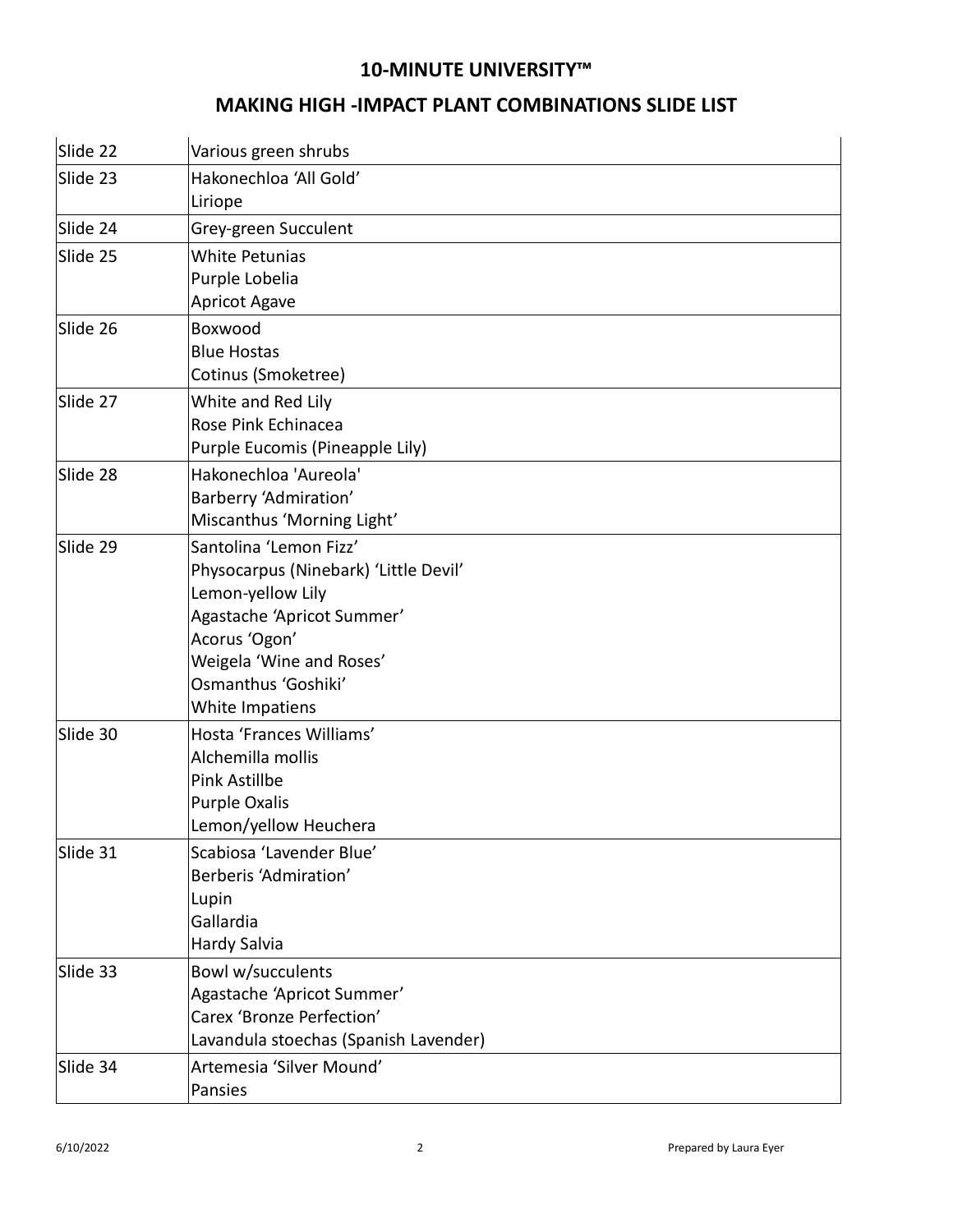# 10-MINUTE UNIVERSITY™

## MAKING HIGH -IMPACT PLANT COMBINATIONS SLIDE LIST

| | |
|---|---|
| Slide 22 | Various green shrubs |
| Slide 23 | Hakonechloa 'All Gold'<br>Liriope |
| Slide 24 | Grey-green Succulent |
| Slide 25 | White Petunias<br>Purple Lobelia<br>Apricot Agave |
| Slide 26 | Boxwood<br>Blue Hostas<br>Cotinus (Smoketree) |
| Slide 27 | White and Red Lily<br>Rose Pink Echinacea<br>Purple Eucomis (Pineapple Lily) |
| Slide 28 | Hakonechloa 'Aureola'<br>Barberry 'Admiration'<br>Miscanthus 'Morning Light' |
| Slide 29 | Santolina 'Lemon Fizz'<br>Physocarpus (Ninebark) 'Little Devil'<br>Lemon-yellow Lily<br>Agastache 'Apricot Summer'<br>Acorus 'Ogon'<br>Weigela 'Wine and Roses'<br>Osmanthus 'Goshiki'<br>White Impatiens |
| Slide 30 | Hosta 'Frances Williams'<br>Alchemilla mollis<br>Pink Astillbe<br>Purple Oxalis<br>Lemon/yellow Heuchera |
| Slide 31 | Scabiosa 'Lavender Blue'<br>Berberis 'Admiration'<br>Lupin<br>Gallardia<br>Hardy Salvia |
| Slide 33 | Bowl w/succulents<br>Agastache 'Apricot Summer'<br>Carex 'Bronze Perfection'<br>Lavandula stoechas (Spanish Lavender) |
| Slide 34 | Artemesia 'Silver Mound'<br>Pansies |